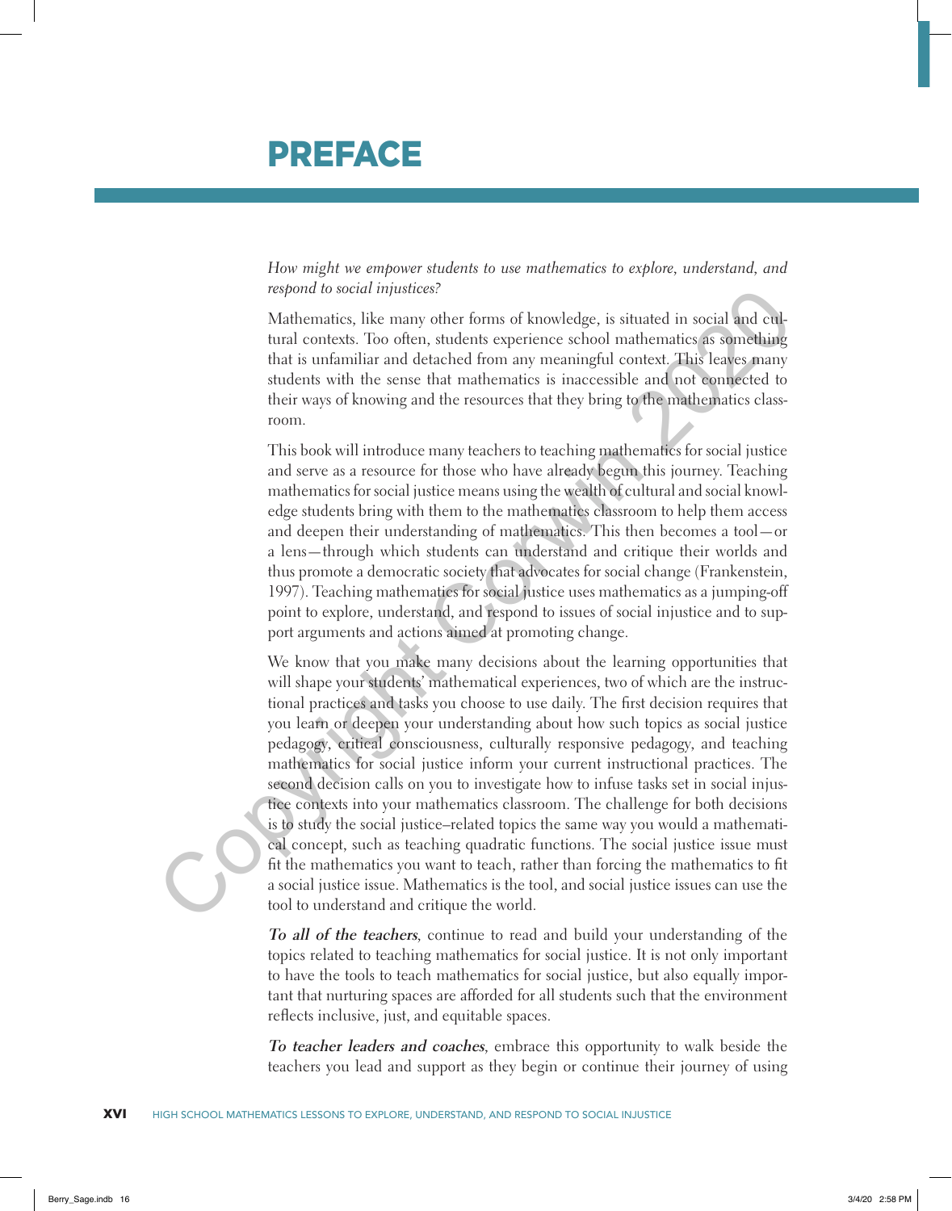# PREFACE

*How might we empower students to use mathematics to explore, understand, and respond to social injustices?*

Mathematics, like many other forms of knowledge, is situated in social and cultural contexts. Too often, students experience school mathematics as something that is unfamiliar and detached from any meaningful context. This leaves many students with the sense that mathematics is inaccessible and not connected to their ways of knowing and the resources that they bring to the mathematics classroom.

This book will introduce many teachers to teaching mathematics for social justice and serve as a resource for those who have already begun this journey. Teaching mathematics for social justice means using the wealth of cultural and social knowledge students bring with them to the mathematics classroom to help them access and deepen their understanding of mathematics. This then becomes a tool—or a lens—through which students can understand and critique their worlds and thus promote a democratic society that advocates for social change (Frankenstein, 1997). Teaching mathematics for social justice uses mathematics as a jumping-off point to explore, understand, and respond to issues of social injustice and to support arguments and actions aimed at promoting change.

We know that you make many decisions about the learning opportunities that will shape your students' mathematical experiences, two of which are the instructional practices and tasks you choose to use daily. The first decision requires that you learn or deepen your understanding about how such topics as social justice pedagogy, critical consciousness, culturally responsive pedagogy, and teaching mathematics for social justice inform your current instructional practices. The second decision calls on you to investigate how to infuse tasks set in social injustice contexts into your mathematics classroom. The challenge for both decisions is to study the social justice–related topics the same way you would a mathematical concept, such as teaching quadratic functions. The social justice issue must fit the mathematics you want to teach, rather than forcing the mathematics to fit a social justice issue. Mathematics is the tool, and social justice issues can use the tool to understand and critique the world.

***To all of the teachers***, continue to read and build your understanding of the topics related to teaching mathematics for social justice. It is not only important to have the tools to teach mathematics for social justice, but also equally important that nurturing spaces are afforded for all students such that the environment reflects inclusive, just, and equitable spaces.

***To teacher leaders and coaches***, embrace this opportunity to walk beside the teachers you lead and support as they begin or continue their journey of using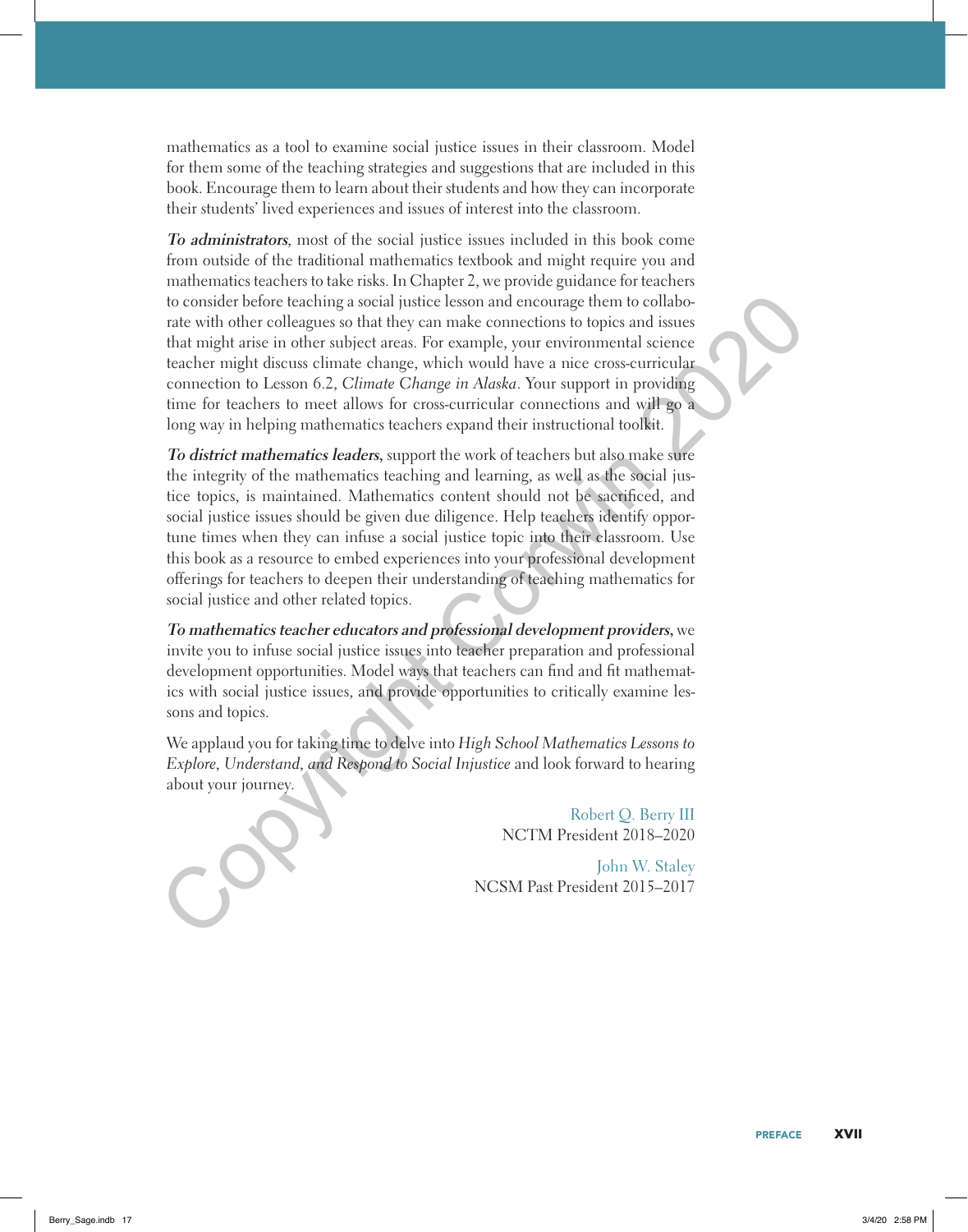mathematics as a tool to examine social justice issues in their classroom. Model for them some of the teaching strategies and suggestions that are included in this book. Encourage them to learn about their students and how they can incorporate their students' lived experiences and issues of interest into the classroom.

***To administrators***, most of the social justice issues included in this book come from outside of the traditional mathematics textbook and might require you and mathematics teachers to take risks. In Chapter 2, we provide guidance for teachers to consider before teaching a social justice lesson and encourage them to collaborate with other colleagues so that they can make connections to topics and issues that might arise in other subject areas. For example, your environmental science teacher might discuss climate change, which would have a nice cross-curricular connection to Lesson 6.2, *Climate Change in Alaska*. Your support in providing time for teachers to meet allows for cross-curricular connections and will go a long way in helping mathematics teachers expand their instructional toolkit.

***To district mathematics leaders***, support the work of teachers but also make sure the integrity of the mathematics teaching and learning, as well as the social justice topics, is maintained. Mathematics content should not be sacrificed, and social justice issues should be given due diligence. Help teachers identify opportune times when they can infuse a social justice topic into their classroom. Use this book as a resource to embed experiences into your professional development offerings for teachers to deepen their understanding of teaching mathematics for social justice and other related topics.

***To mathematics teacher educators and professional development providers***, we invite you to infuse social justice issues into teacher preparation and professional development opportunities. Model ways that teachers can find and fit mathematics with social justice issues, and provide opportunities to critically examine lessons and topics.

We applaud you for taking time to delve into *High School Mathematics Lessons to Explore, Understand, and Respond to Social Injustice* and look forward to hearing about your journey.

Robert Q. Berry III
NCTM President 2018–2020

John W. Staley
NCSM Past President 2015–2017